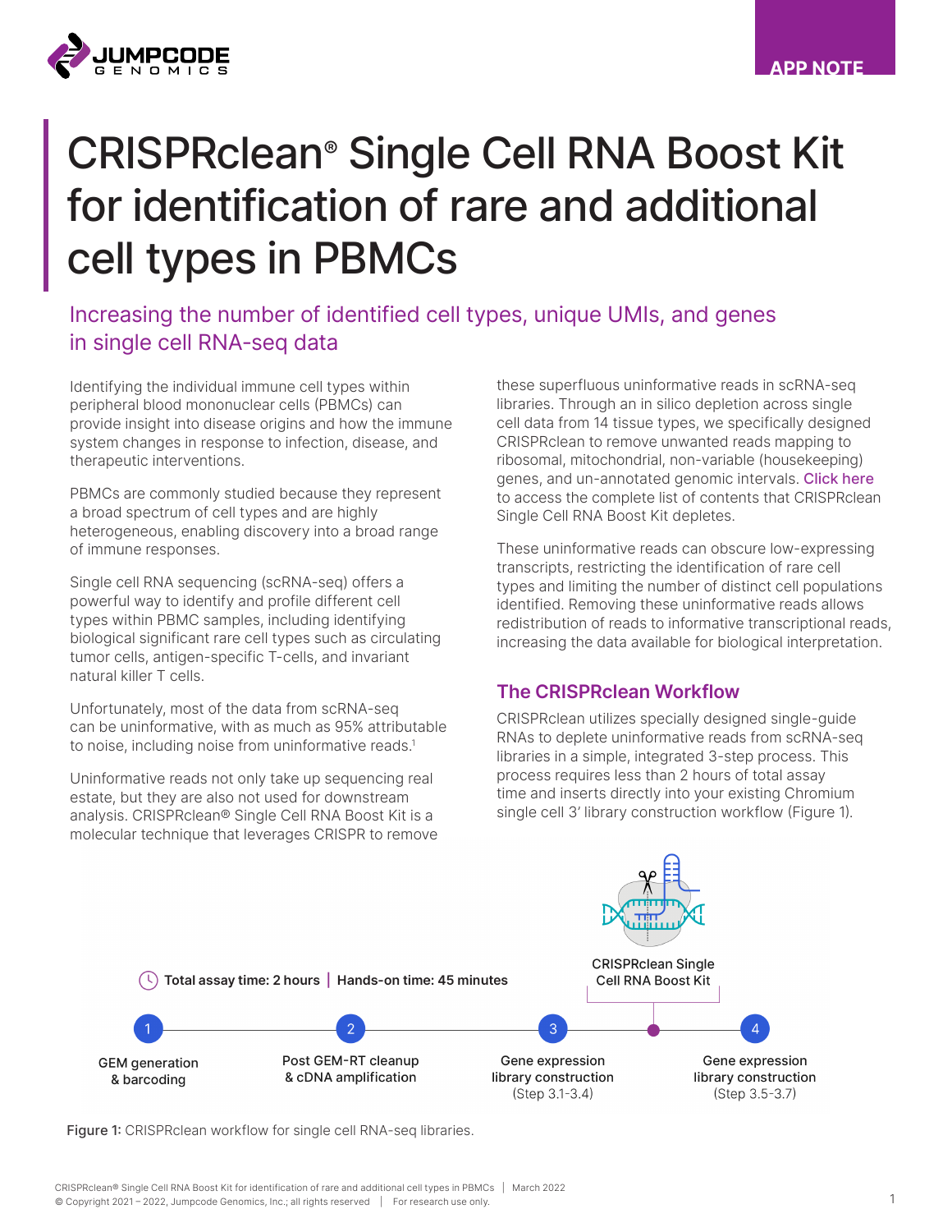APP NOTE

# CRISPRclean® Single Cell RNA Boost Kit for identification of rare and additional cell types in PBMCs

## Increasing the number of identified cell types, unique UMIs, and genes in single cell RNA-seq data

Identifying the individual immune cell types within peripheral blood mononuclear cells (PBMCs) can provide insight into disease origins and how the immune system changes in response to infection, disease, and therapeutic interventions.

PBMCs are commonly studied because they represent a broad spectrum of cell types and are highly heterogeneous, enabling discovery into a broad range of immune responses.

Single cell RNA sequencing (scRNA-seq) offers a powerful way to identify and profile different cell types within PBMC samples, including identifying biological significant rare cell types such as circulating tumor cells, antigen-specific T-cells, and invariant natural killer T cells.

Unfortunately, most of the data from scRNA-seq can be uninformative, with as much as 95% attributable to noise, including noise from uninformative reads.[1]

Uninformative reads not only take up sequencing real estate, but they are also not used for downstream analysis. CRISPRclean® Single Cell RNA Boost Kit is a molecular technique that leverages CRISPR to remove these superfluous uninformative reads in scRNA-seq libraries. Through an in silico depletion across single cell data from 14 tissue types, we specifically designed CRISPRclean to remove unwanted reads mapping to ribosomal, mitochondrial, non-variable (housekeeping) genes, and un-annotated genomic intervals. Click here to access the complete list of contents that CRISPRclean Single Cell RNA Boost Kit depletes.

These uninformative reads can obscure low-expressing transcripts, restricting the identification of rare cell types and limiting the number of distinct cell populations identified. Removing these uninformative reads allows redistribution of reads to informative transcriptional reads, increasing the data available for biological interpretation.

### The CRISPRclean Workflow

CRISPRclean utilizes specially designed single-guide RNAs to deplete uninformative reads from scRNA-seq libraries in a simple, integrated 3-step process. This process requires less than 2 hours of total assay time and inserts directly into your existing Chromium single cell 3' library construction workflow (Figure 1).

Total assay time: 2 hours | Hands-on time: 45 minutes

1. GEM generation & barcoding
2. Post GEM-RT cleanup & cDNA amplification
3. Gene expression library construction (Step 3.1-3.4)
   - CRISPRclean Single Cell RNA Boost Kit
4. Gene expression library construction (Step 3.5-3.7)

**Figure 1:** CRISPRclean workflow for single cell RNA-seq libraries.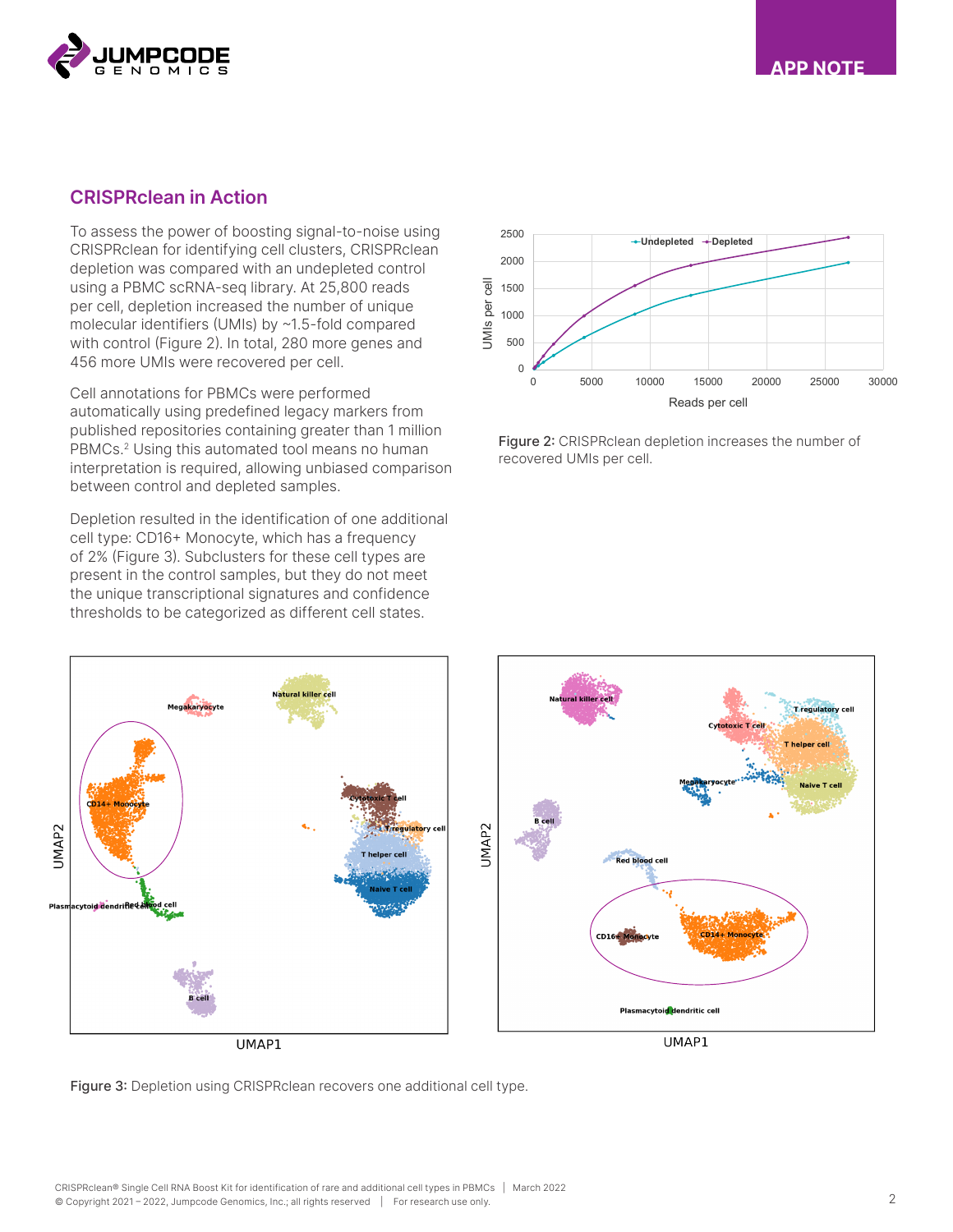## CRISPRclean in Action

To assess the power of boosting signal-to-noise using CRISPRclean for identifying cell clusters, CRISPRclean depletion was compared with an undepleted control using a PBMC scRNA-seq library. At 25,800 reads per cell, depletion increased the number of unique molecular identifiers (UMIs) by ~1.5-fold compared with control (Figure 2). In total, 280 more genes and 456 more UMIs were recovered per cell.

Cell annotations for PBMCs were performed automatically using predefined legacy markers from published repositories containing greater than 1 million PBMCs.[2] Using this automated tool means no human interpretation is required, allowing unbiased comparison between control and depleted samples.

Depletion resulted in the identification of one additional cell type: CD16+ Monocyte, which has a frequency of 2% (Figure 3). Subclusters for these cell types are present in the control samples, but they do not meet the unique transcriptional signatures and confidence thresholds to be categorized as different cell states.

**Figure 2:** CRISPRclean depletion increases the number of recovered UMIs per cell.

**Figure 3:** Depletion using CRISPRclean recovers one additional cell type.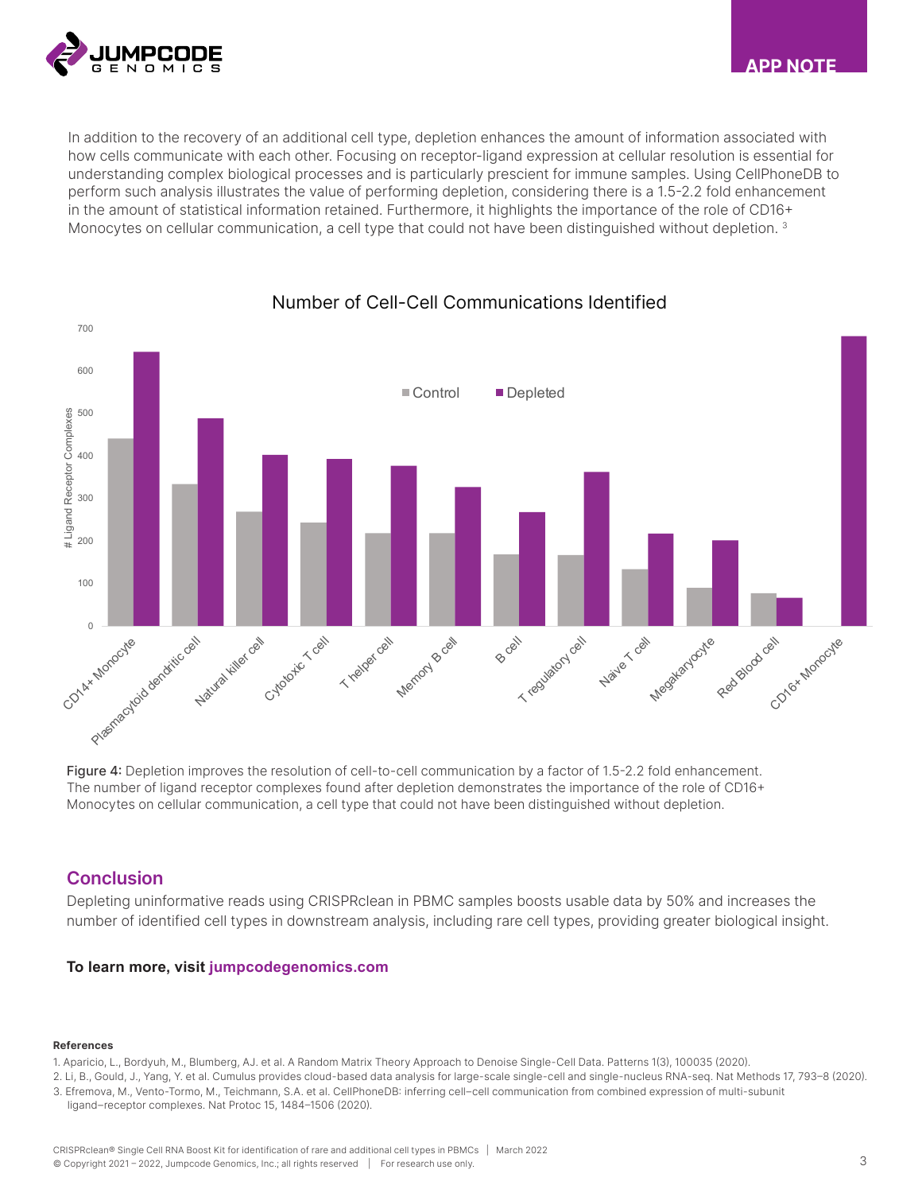In addition to the recovery of an additional cell type, depletion enhances the amount of information associated with how cells communicate with each other. Focusing on receptor-ligand expression at cellular resolution is essential for understanding complex biological processes and is particularly prescient for immune samples. Using CellPhoneDB to perform such analysis illustrates the value of performing depletion, considering there is a 1.5-2.2 fold enhancement in the amount of statistical information retained. Furthermore, it highlights the importance of the role of CD16+ Monocytes on cellular communication, a cell type that could not have been distinguished without depletion. [3]

Number of Cell-Cell Communications Identified

# Ligand Receptor Complexes

0, 100, 200, 300, 400, 500, 600, 700

Control, Depleted

CD14+ Monocyte, Plasmacytoid dendritic cell, Natural killer cell, Cytotoxic T cell, T helper cell, Memory B cell, B cell, T regulatory cell, Naïve T cell, Megakaryocyte, Red Blood cell, CD16+ Monocyte

**Figure 4:** Depletion improves the resolution of cell-to-cell communication by a factor of 1.5-2.2 fold enhancement. The number of ligand receptor complexes found after depletion demonstrates the importance of the role of CD16+ Monocytes on cellular communication, a cell type that could not have been distinguished without depletion.

## Conclusion

Depleting uninformative reads using CRISPRclean in PBMC samples boosts usable data by 50% and increases the number of identified cell types in downstream analysis, including rare cell types, providing greater biological insight.

**To learn more, visit jumpcodegenomics.com**

#### References

1. Aparicio, L., Bordyuh, M., Blumberg, AJ. et al. A Random Matrix Theory Approach to Denoise Single-Cell Data. Patterns 1(3), 100035 (2020).
2. Li, B., Gould, J., Yang, Y. et al. Cumulus provides cloud-based data analysis for large-scale single-cell and single-nucleus RNA-seq. Nat Methods 17, 793–8 (2020).
3. Efremova, M., Vento-Tormo, M., Teichmann, S.A. et al. CellPhoneDB: inferring cell–cell communication from combined expression of multi-subunit ligand–receptor complexes. Nat Protoc 15, 1484–1506 (2020).